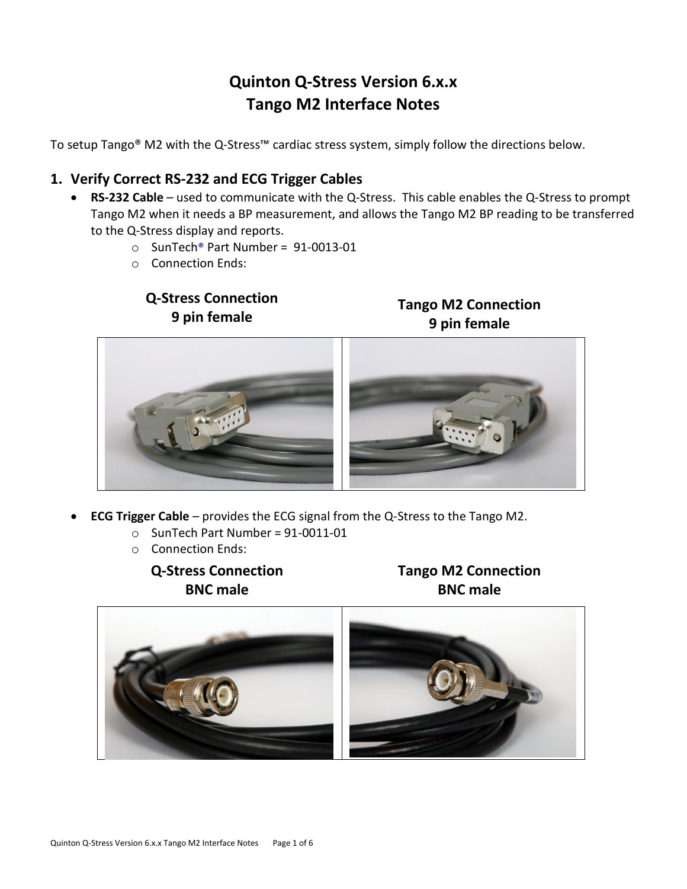# Quinton Q-Stress Version 6.x.x
# Tango M2 Interface Notes

To setup Tango® M2 with the Q-Stress™ cardiac stress system, simply follow the directions below.

## 1. Verify Correct RS-232 and ECG Trigger Cables

- **RS-232 Cable** – used to communicate with the Q-Stress. This cable enables the Q-Stress to prompt Tango M2 when it needs a BP measurement, and allows the Tango M2 BP reading to be transferred to the Q-Stress display and reports.
  - SunTech® Part Number = 91-0013-01
  - Connection Ends:

| Q-Stress Connection 9 pin female | Tango M2 Connection 9 pin female |
| --- | --- |
| | |

- **ECG Trigger Cable** – provides the ECG signal from the Q-Stress to the Tango M2.
  - SunTech Part Number = 91-0011-01
  - Connection Ends:

| Q-Stress Connection BNC male | Tango M2 Connection BNC male |
| --- | --- |
| | |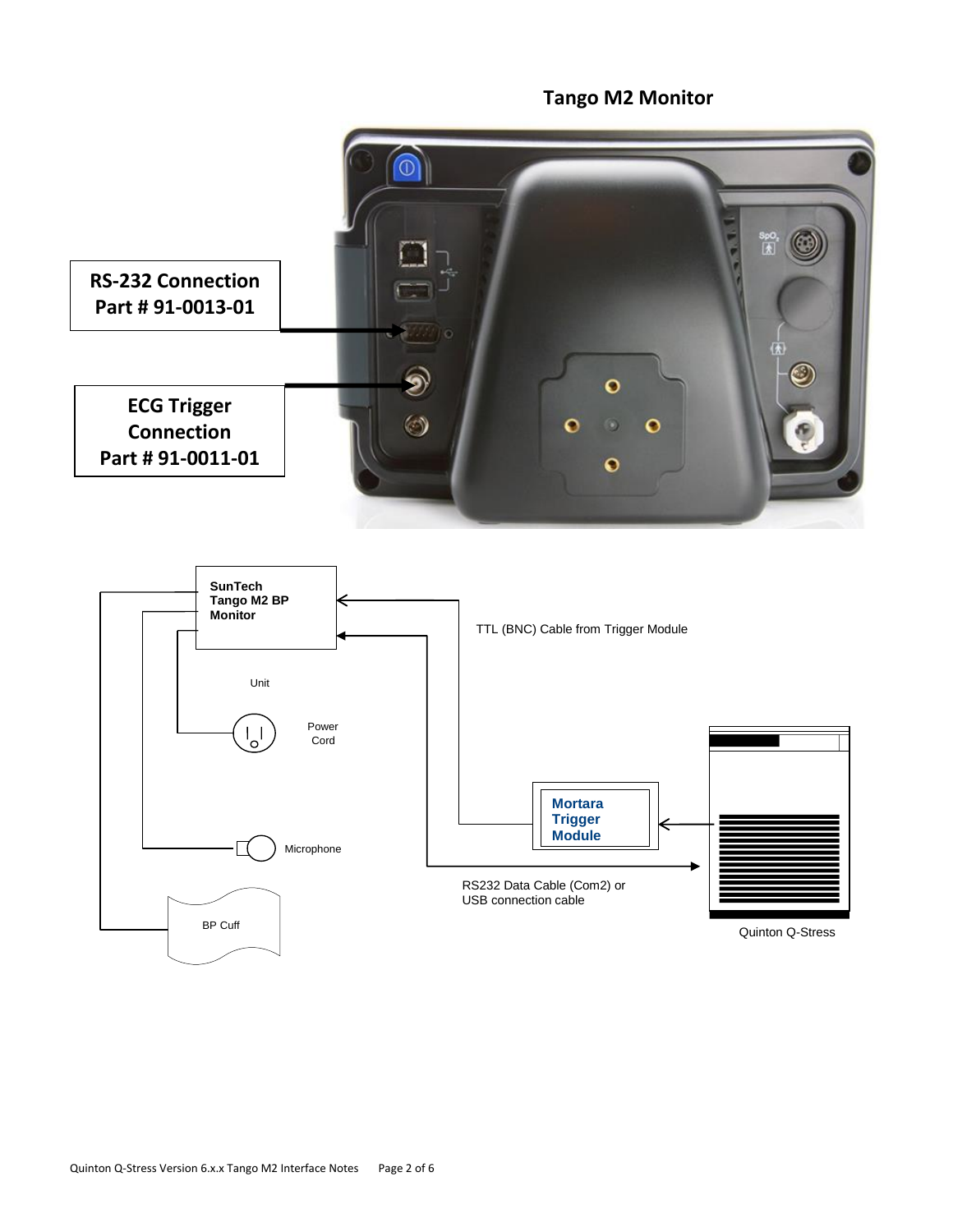## Tango M2 Monitor

**RS-232 Connection**
**Part # 91-0013-01**

**ECG Trigger Connection**
**Part # 91-0011-01**

**SunTech Tango M2 BP Monitor**

Unit

Power Cord

Microphone

BP Cuff

TTL (BNC) Cable from Trigger Module

**Mortara Trigger Module**

RS232 Data Cable (Com2) or USB connection cable

Quinton Q-Stress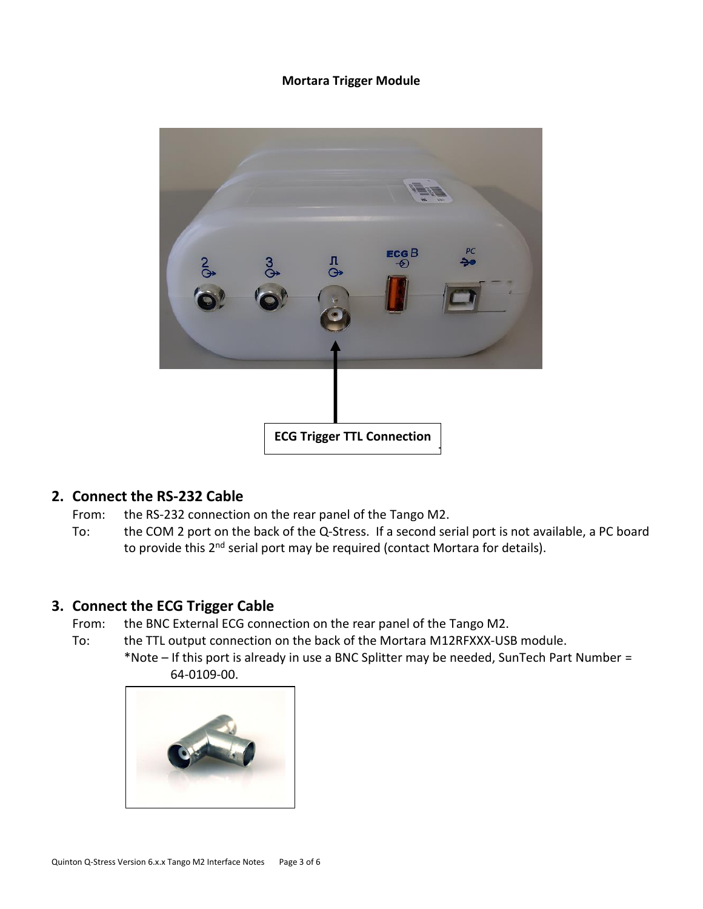**Mortara Trigger Module**

ECG Trigger TTL Connection

## 2. Connect the RS-232 Cable

From: the RS-232 connection on the rear panel of the Tango M2.

To: the COM 2 port on the back of the Q-Stress. If a second serial port is not available, a PC board to provide this 2nd serial port may be required (contact Mortara for details).

## 3. Connect the ECG Trigger Cable

From: the BNC External ECG connection on the rear panel of the Tango M2.

To: the TTL output connection on the back of the Mortara M12RFXXX-USB module.

*Note – If this port is already in use a BNC Splitter may be needed, SunTech Part Number = 64-0109-00.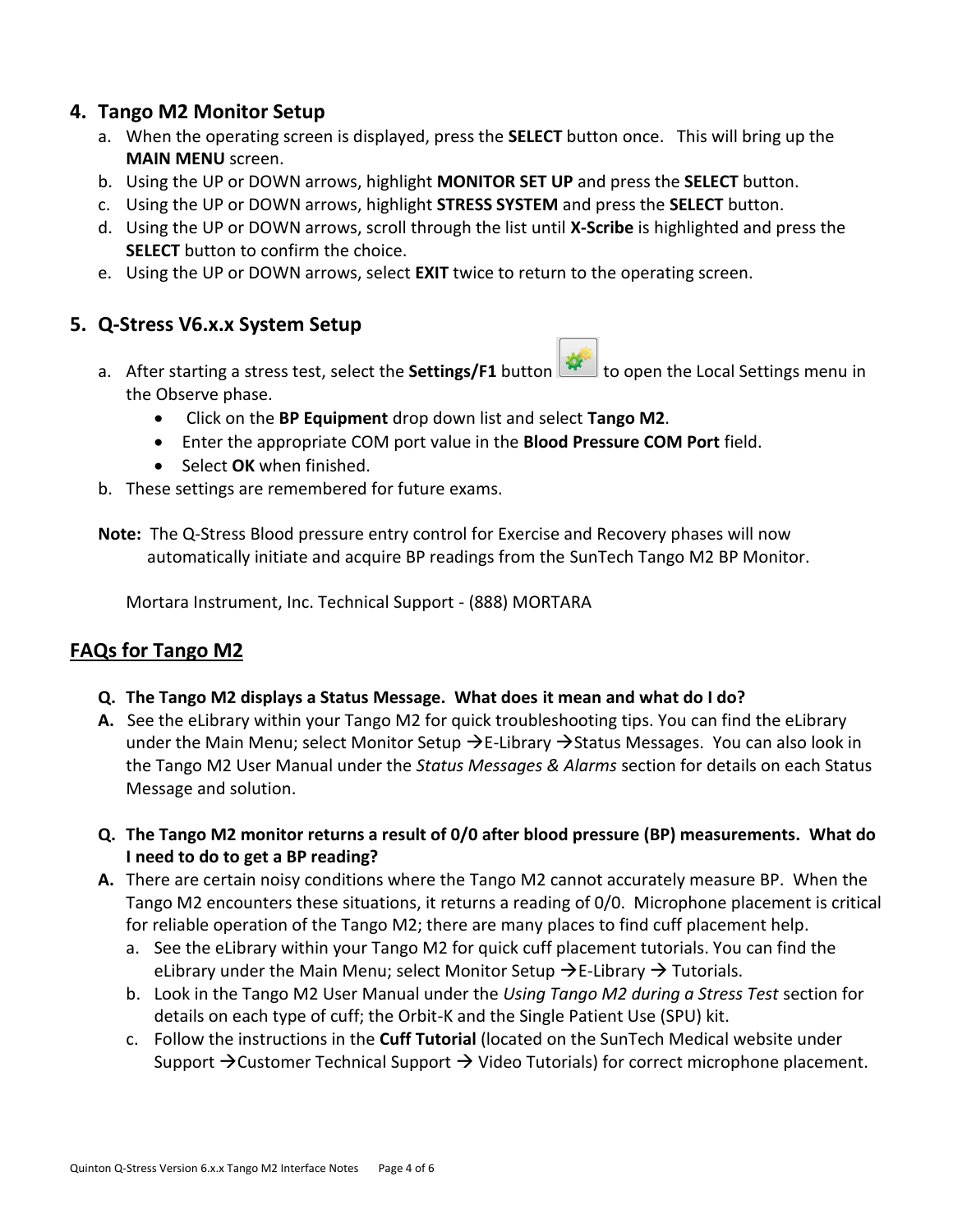## 4. Tango M2 Monitor Setup

a. When the operating screen is displayed, press the **SELECT** button once. This will bring up the **MAIN MENU** screen.
b. Using the UP or DOWN arrows, highlight **MONITOR SET UP** and press the **SELECT** button.
c. Using the UP or DOWN arrows, highlight **STRESS SYSTEM** and press the **SELECT** button.
d. Using the UP or DOWN arrows, scroll through the list until **X-Scribe** is highlighted and press the **SELECT** button to confirm the choice.
e. Using the UP or DOWN arrows, select **EXIT** twice to return to the operating screen.

## 5. Q-Stress V6.x.x System Setup

a. After starting a stress test, select the **Settings/F1** button to open the Local Settings menu in the Observe phase.
   - Click on the **BP Equipment** drop down list and select **Tango M2**.
   - Enter the appropriate COM port value in the **Blood Pressure COM Port** field.
   - Select **OK** when finished.

b. These settings are remembered for future exams.

**Note:** The Q-Stress Blood pressure entry control for Exercise and Recovery phases will now automatically initiate and acquire BP readings from the SunTech Tango M2 BP Monitor.

Mortara Instrument, Inc. Technical Support - (888) MORTARA

## FAQs for Tango M2

**Q. The Tango M2 displays a Status Message. What does it mean and what do I do?**

**A.** See the eLibrary within your Tango M2 for quick troubleshooting tips. You can find the eLibrary under the Main Menu; select Monitor Setup →E-Library →Status Messages. You can also look in the Tango M2 User Manual under the *Status Messages & Alarms* section for details on each Status Message and solution.

**Q. The Tango M2 monitor returns a result of 0/0 after blood pressure (BP) measurements. What do I need to do to get a BP reading?**

**A.** There are certain noisy conditions where the Tango M2 cannot accurately measure BP. When the Tango M2 encounters these situations, it returns a reading of 0/0. Microphone placement is critical for reliable operation of the Tango M2; there are many places to find cuff placement help.

a. See the eLibrary within your Tango M2 for quick cuff placement tutorials. You can find the eLibrary under the Main Menu; select Monitor Setup →E-Library → Tutorials.
b. Look in the Tango M2 User Manual under the *Using Tango M2 during a Stress Test* section for details on each type of cuff; the Orbit-K and the Single Patient Use (SPU) kit.
c. Follow the instructions in the **Cuff Tutorial** (located on the SunTech Medical website under Support →Customer Technical Support → Video Tutorials) for correct microphone placement.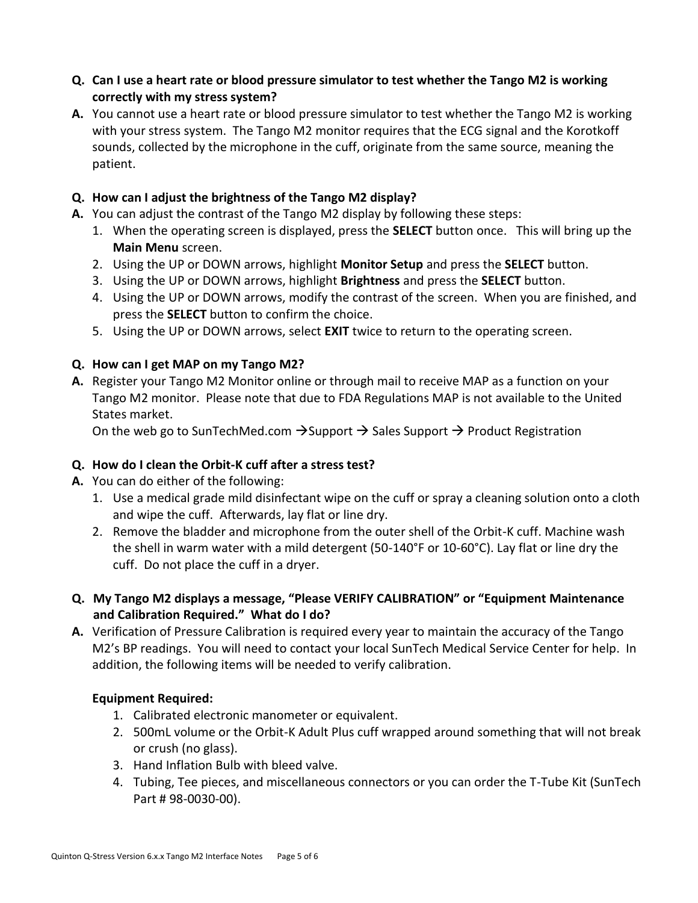- **Q. Can I use a heart rate or blood pressure simulator to test whether the Tango M2 is working correctly with my stress system?**
- **A.** You cannot use a heart rate or blood pressure simulator to test whether the Tango M2 is working with your stress system. The Tango M2 monitor requires that the ECG signal and the Korotkoff sounds, collected by the microphone in the cuff, originate from the same source, meaning the patient.

- **Q. How can I adjust the brightness of the Tango M2 display?**
- **A.** You can adjust the contrast of the Tango M2 display by following these steps:
  1. When the operating screen is displayed, press the **SELECT** button once. This will bring up the **Main Menu** screen.
  2. Using the UP or DOWN arrows, highlight **Monitor Setup** and press the **SELECT** button.
  3. Using the UP or DOWN arrows, highlight **Brightness** and press the **SELECT** button.
  4. Using the UP or DOWN arrows, modify the contrast of the screen. When you are finished, and press the **SELECT** button to confirm the choice.
  5. Using the UP or DOWN arrows, select **EXIT** twice to return to the operating screen.

- **Q. How can I get MAP on my Tango M2?**
- **A.** Register your Tango M2 Monitor online or through mail to receive MAP as a function on your Tango M2 monitor. Please note that due to FDA Regulations MAP is not available to the United States market.
  On the web go to SunTechMed.com →Support → Sales Support → Product Registration

- **Q. How do I clean the Orbit-K cuff after a stress test?**
- **A.** You can do either of the following:
  1. Use a medical grade mild disinfectant wipe on the cuff or spray a cleaning solution onto a cloth and wipe the cuff. Afterwards, lay flat or line dry.
  2. Remove the bladder and microphone from the outer shell of the Orbit-K cuff. Machine wash the shell in warm water with a mild detergent (50-140°F or 10-60°C). Lay flat or line dry the cuff. Do not place the cuff in a dryer.

- **Q. My Tango M2 displays a message, "Please VERIFY CALIBRATION" or "Equipment Maintenance and Calibration Required." What do I do?**
- **A.** Verification of Pressure Calibration is required every year to maintain the accuracy of the Tango M2's BP readings. You will need to contact your local SunTech Medical Service Center for help. In addition, the following items will be needed to verify calibration.

  **Equipment Required:**
  1. Calibrated electronic manometer or equivalent.
  2. 500mL volume or the Orbit-K Adult Plus cuff wrapped around something that will not break or crush (no glass).
  3. Hand Inflation Bulb with bleed valve.
  4. Tubing, Tee pieces, and miscellaneous connectors or you can order the T-Tube Kit (SunTech Part # 98-0030-00).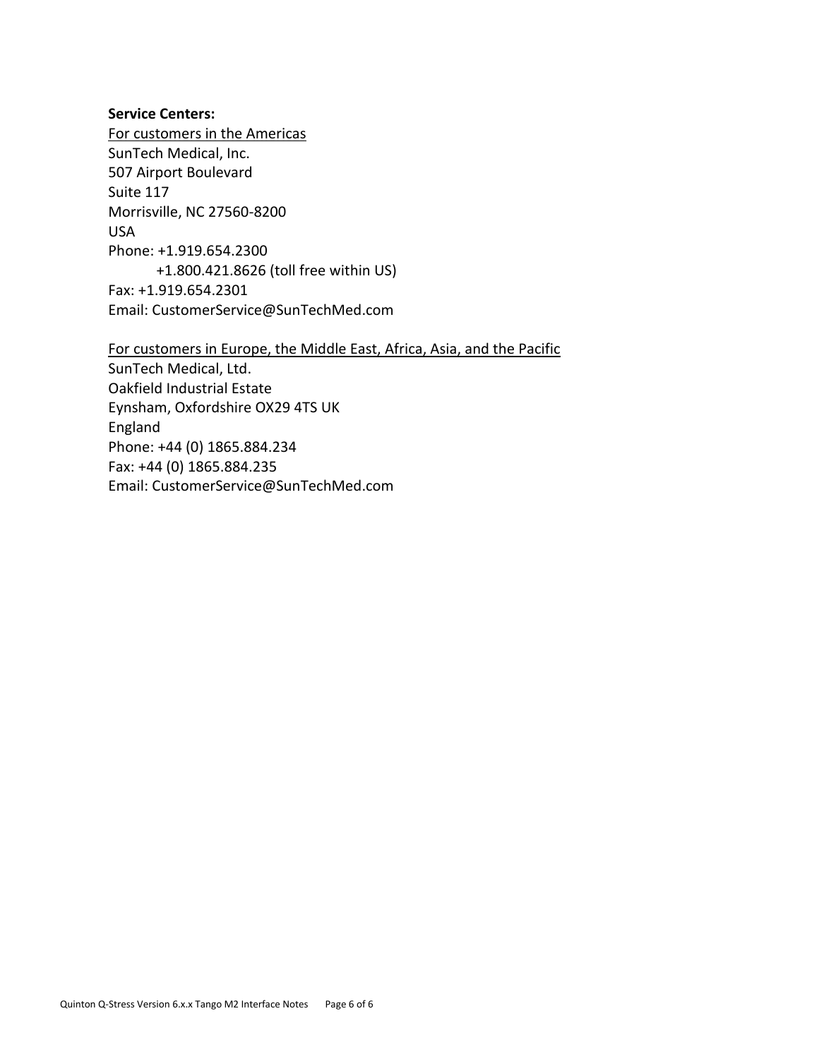**Service Centers:**

For customers in the Americas

SunTech Medical, Inc.
507 Airport Boulevard
Suite 117
Morrisville, NC 27560-8200
USA
Phone: +1.919.654.2300
+1.800.421.8626 (toll free within US)
Fax: +1.919.654.2301
Email: CustomerService@SunTechMed.com

For customers in Europe, the Middle East, Africa, Asia, and the Pacific

SunTech Medical, Ltd.
Oakfield Industrial Estate
Eynsham, Oxfordshire OX29 4TS UK
England
Phone: +44 (0) 1865.884.234
Fax: +44 (0) 1865.884.235
Email: CustomerService@SunTechMed.com